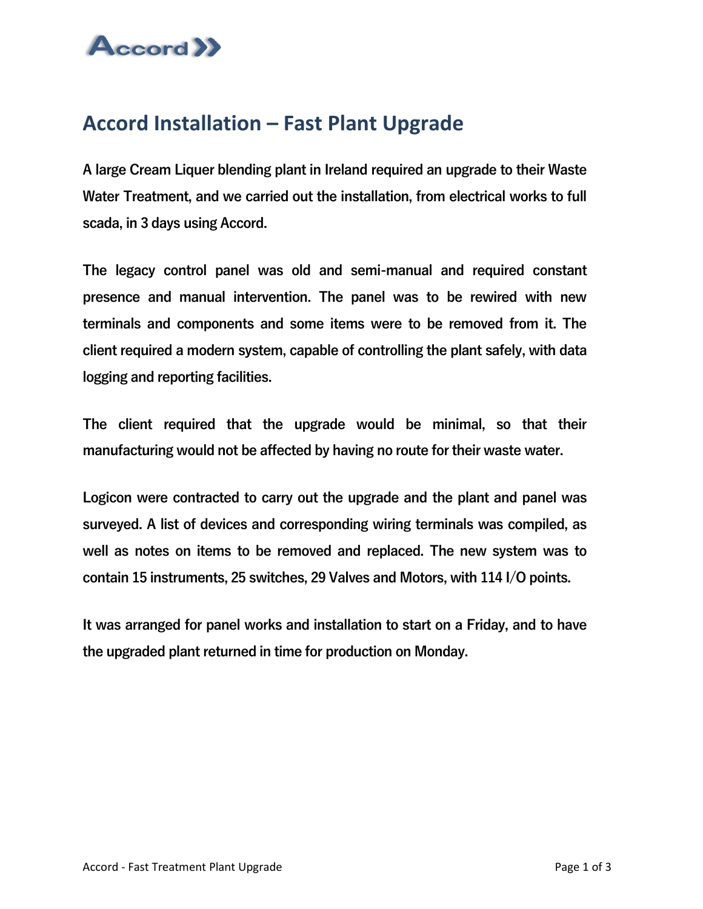# Accord Installation – Fast Plant Upgrade

A large Cream Liquer blending plant in Ireland required an upgrade to their Waste Water Treatment, and we carried out the installation, from electrical works to full scada, in 3 days using Accord.

The legacy control panel was old and semi-manual and required constant presence and manual intervention. The panel was to be rewired with new terminals and components and some items were to be removed from it. The client required a modern system, capable of controlling the plant safely, with data logging and reporting facilities.

The client required that the upgrade would be minimal, so that their manufacturing would not be affected by having no route for their waste water.

Logicon were contracted to carry out the upgrade and the plant and panel was surveyed. A list of devices and corresponding wiring terminals was compiled, as well as notes on items to be removed and replaced. The new system was to contain 15 instruments, 25 switches, 29 Valves and Motors, with 114 I/O points.

It was arranged for panel works and installation to start on a Friday, and to have the upgraded plant returned in time for production on Monday.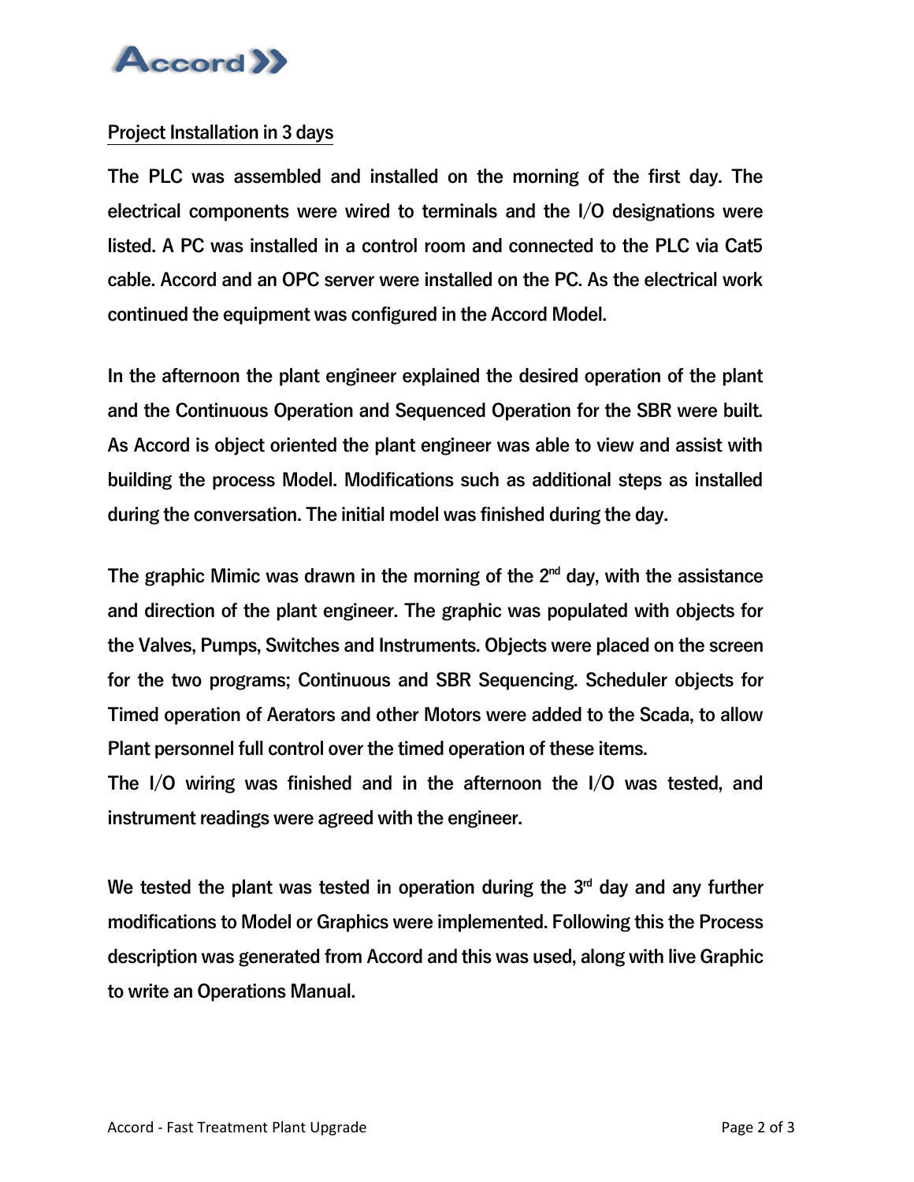## Project Installation in 3 days

The PLC was assembled and installed on the morning of the first day. The electrical components were wired to terminals and the I/O designations were listed. A PC was installed in a control room and connected to the PLC via Cat5 cable. Accord and an OPC server were installed on the PC. As the electrical work continued the equipment was configured in the Accord Model.

In the afternoon the plant engineer explained the desired operation of the plant and the Continuous Operation and Sequenced Operation for the SBR were built. As Accord is object oriented the plant engineer was able to view and assist with building the process Model. Modifications such as additional steps as installed during the conversation. The initial model was finished during the day.

The graphic Mimic was drawn in the morning of the 2nd day, with the assistance and direction of the plant engineer. The graphic was populated with objects for the Valves, Pumps, Switches and Instruments. Objects were placed on the screen for the two programs; Continuous and SBR Sequencing. Scheduler objects for Timed operation of Aerators and other Motors were added to the Scada, to allow Plant personnel full control over the timed operation of these items.

The I/O wiring was finished and in the afternoon the I/O was tested, and instrument readings were agreed with the engineer.

We tested the plant was tested in operation during the 3rd day and any further modifications to Model or Graphics were implemented. Following this the Process description was generated from Accord and this was used, along with live Graphic to write an Operations Manual.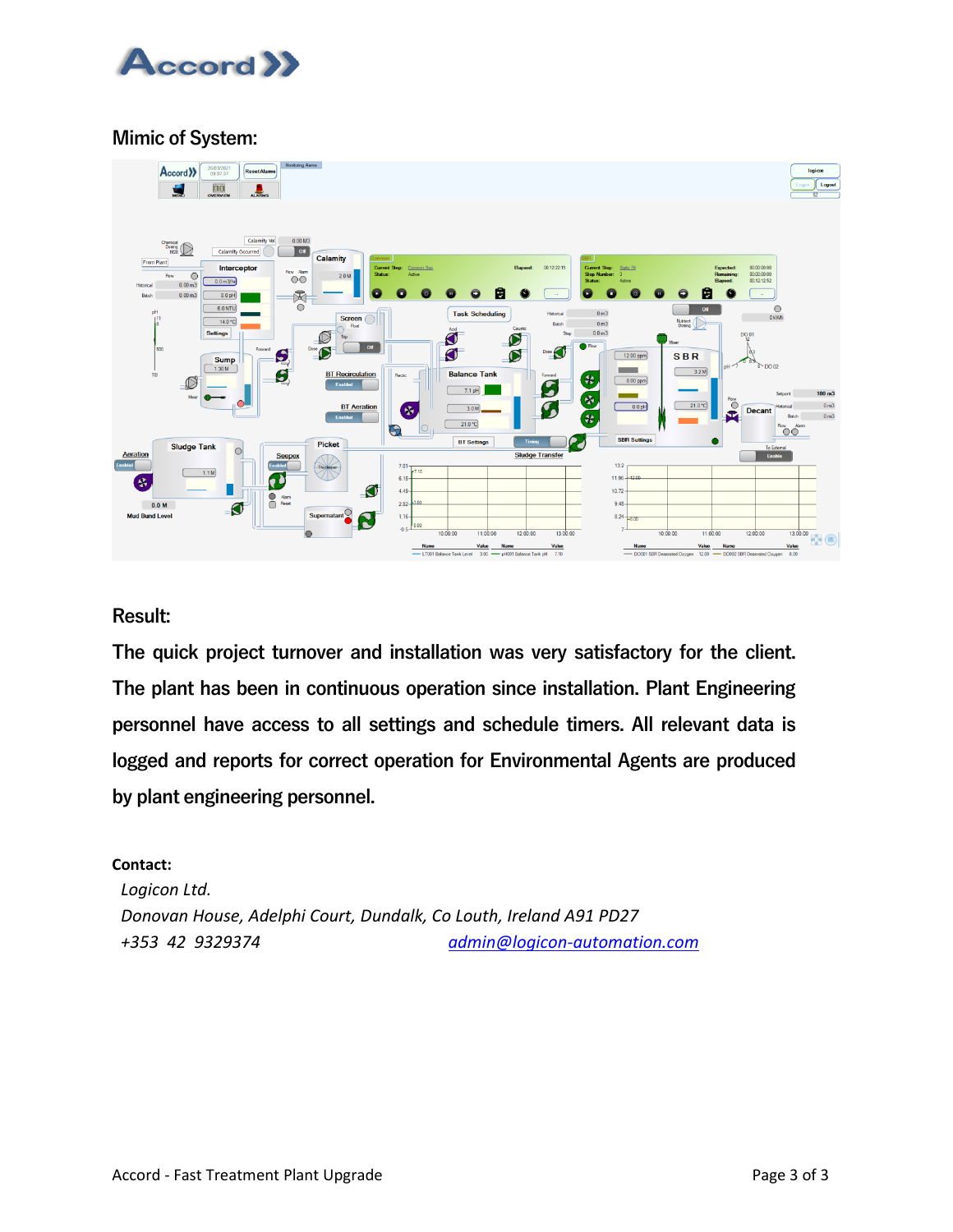## Mimic of System:

## Result:

**The quick project turnover and installation was very satisfactory for the client. The plant has been in continuous operation since installation. Plant Engineering personnel have access to all settings and schedule timers. All relevant data is logged and reports for correct operation for Environmental Agents are produced by plant engineering personnel.**

**Contact:**

*Logicon Ltd.*

*Donovan House, Adelphi Court, Dundalk, Co Louth, Ireland A91 PD27*

*+353 42 9329374* *admin@logicon-automation.com*